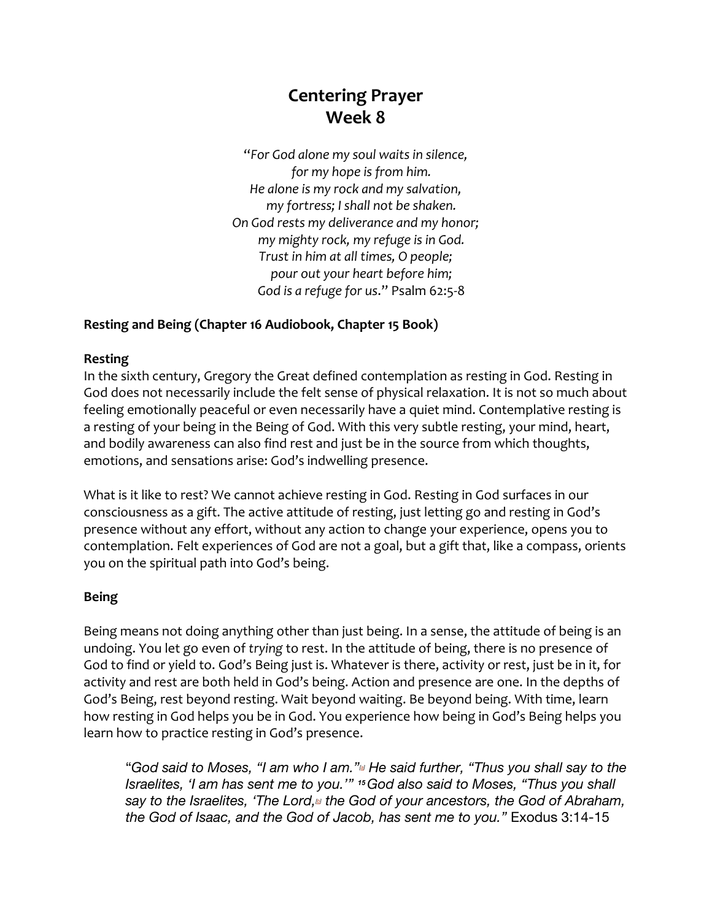# Centering Prayer
# Week 8

*"For God alone my soul waits in silence,*  
*for my hope is from him.*  
*He alone is my rock and my salvation,*  
*my fortress; I shall not be shaken.*  
*On God rests my deliverance and my honor;*  
*my mighty rock, my refuge is in God.*  
*Trust in him at all times, O people;*  
*pour out your heart before him;*  
*God is a refuge for us."* Psalm 62:5-8

**Resting and Being (Chapter 16 Audiobook, Chapter 15 Book)**

**Resting**

In the sixth century, Gregory the Great defined contemplation as resting in God. Resting in God does not necessarily include the felt sense of physical relaxation. It is not so much about feeling emotionally peaceful or even necessarily have a quiet mind. Contemplative resting is a resting of your being in the Being of God. With this very subtle resting, your mind, heart, and bodily awareness can also find rest and just be in the source from which thoughts, emotions, and sensations arise: God's indwelling presence.

What is it like to rest? We cannot achieve resting in God. Resting in God surfaces in our consciousness as a gift. The active attitude of resting, just letting go and resting in God's presence without any effort, without any action to change your experience, opens you to contemplation. Felt experiences of God are not a goal, but a gift that, like a compass, orients you on the spiritual path into God's being.

**Being**

Being means not doing anything other than just being. In a sense, the attitude of being is an undoing. You let go even of *trying* to rest. In the attitude of being, there is no presence of God to find or yield to. God's Being just is. Whatever is there, activity or rest, just be in it, for activity and rest are both held in God's being. Action and presence are one. In the depths of God's Being, rest beyond resting. Wait beyond waiting. Be beyond being. With time, learn how resting in God helps you be in God. You experience how being in God's Being helps you learn how to practice resting in God's presence.

> "*God said to Moses, "I am who I am."[a] He said further, "Thus you shall say to the Israelites, 'I am has sent me to you.'" [15] God also said to Moses, "Thus you shall say to the Israelites, 'The Lord,[b] the God of your ancestors, the God of Abraham, the God of Isaac, and the God of Jacob, has sent me to you."* Exodus 3:14-15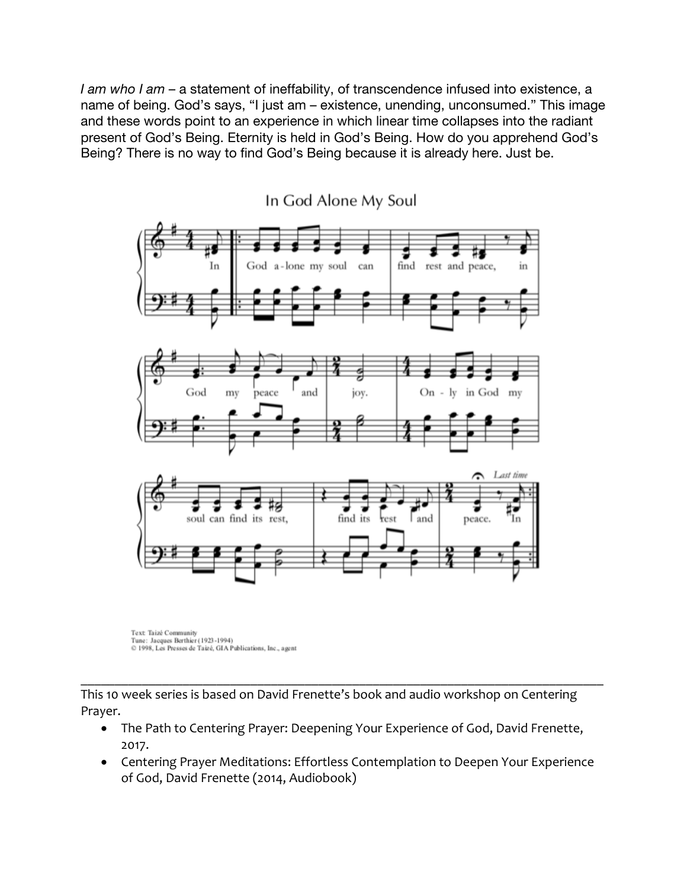*I am who I am* – a statement of ineffability, of transcendence infused into existence, a name of being. God's says, "I just am – existence, unending, unconsumed." This image and these words point to an experience in which linear time collapses into the radiant present of God's Being. Eternity is held in God's Being. How do you apprehend God's Being? There is no way to find God's Being because it is already here. Just be.

## In God Alone My Soul

Text: Taizé Community
Tune: Jacques Berthier (1923-1994)
© 1998, Les Presses de Taizé, GIA Publications, Inc., agent

---

This 10 week series is based on David Frenette's book and audio workshop on Centering Prayer.

- The Path to Centering Prayer: Deepening Your Experience of God, David Frenette, 2017.
- Centering Prayer Meditations: Effortless Contemplation to Deepen Your Experience of God, David Frenette (2014, Audiobook)